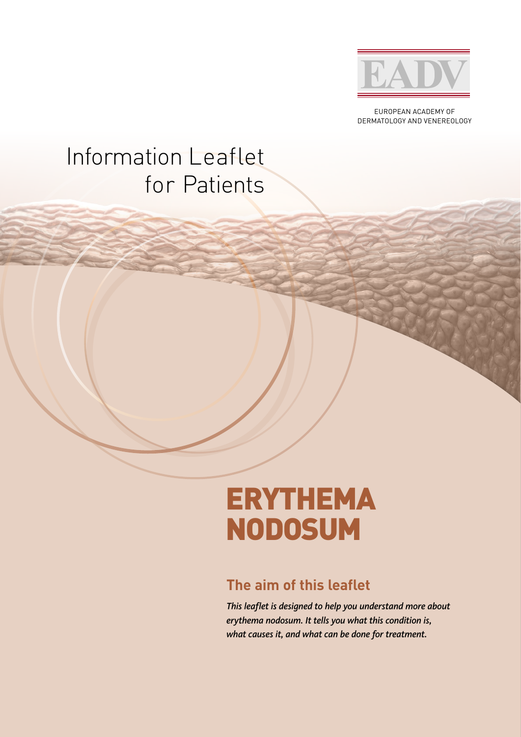EADV

EUROPEAN ACADEMY OF DERMATOLOGY AND VENEREOLOGY

Information Leaflet for Patients

# ERYTHEMA NODOSUM

## The aim of this leaflet

*This leaflet is designed to help you understand more about erythema nodosum. It tells you what this condition is, what causes it, and what can be done for treatment.*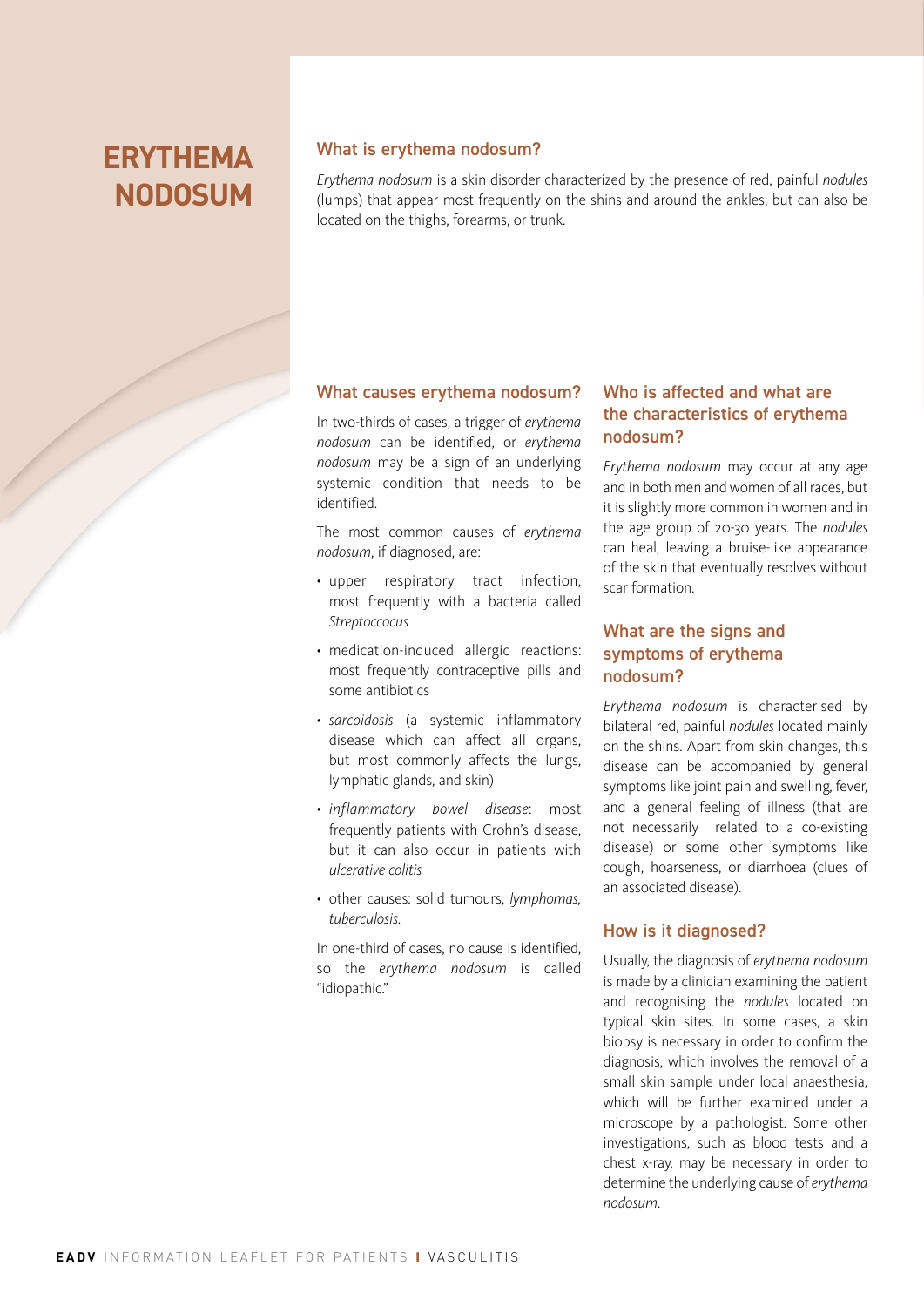# ERYTHEMA NODOSUM

## What is erythema nodosum?

*Erythema nodosum* is a skin disorder characterized by the presence of red, painful *nodules* (lumps) that appear most frequently on the shins and around the ankles, but can also be located on the thighs, forearms, or trunk.

## What causes erythema nodosum?

In two-thirds of cases, a trigger of *erythema nodosum* can be identified, or *erythema nodosum* may be a sign of an underlying systemic condition that needs to be identified.

The most common causes of *erythema nodosum*, if diagnosed, are:

- upper respiratory tract infection, most frequently with a bacteria called *Streptoccocus*
- medication-induced allergic reactions: most frequently contraceptive pills and some antibiotics
- *sarcoidosis* (a systemic inflammatory disease which can affect all organs, but most commonly affects the lungs, lymphatic glands, and skin)
- *inflammatory bowel disease*: most frequently patients with Crohn's disease, but it can also occur in patients with *ulcerative colitis*
- other causes: solid tumours, *lymphomas*, *tuberculosis*.

In one-third of cases, no cause is identified, so the *erythema nodosum* is called "idiopathic."

## Who is affected and what are the characteristics of erythema nodosum?

*Erythema nodosum* may occur at any age and in both men and women of all races, but it is slightly more common in women and in the age group of 20-30 years. The *nodules* can heal, leaving a bruise-like appearance of the skin that eventually resolves without scar formation.

## What are the signs and symptoms of erythema nodosum?

*Erythema nodosum* is characterised by bilateral red, painful *nodules* located mainly on the shins. Apart from skin changes, this disease can be accompanied by general symptoms like joint pain and swelling, fever, and a general feeling of illness (that are not necessarily related to a co-existing disease) or some other symptoms like cough, hoarseness, or diarrhoea (clues of an associated disease).

## How is it diagnosed?

Usually, the diagnosis of *erythema nodosum* is made by a clinician examining the patient and recognising the *nodules* located on typical skin sites. In some cases, a skin biopsy is necessary in order to confirm the diagnosis, which involves the removal of a small skin sample under local anaesthesia, which will be further examined under a microscope by a pathologist. Some other investigations, such as blood tests and a chest x-ray, may be necessary in order to determine the underlying cause of *erythema nodosum*.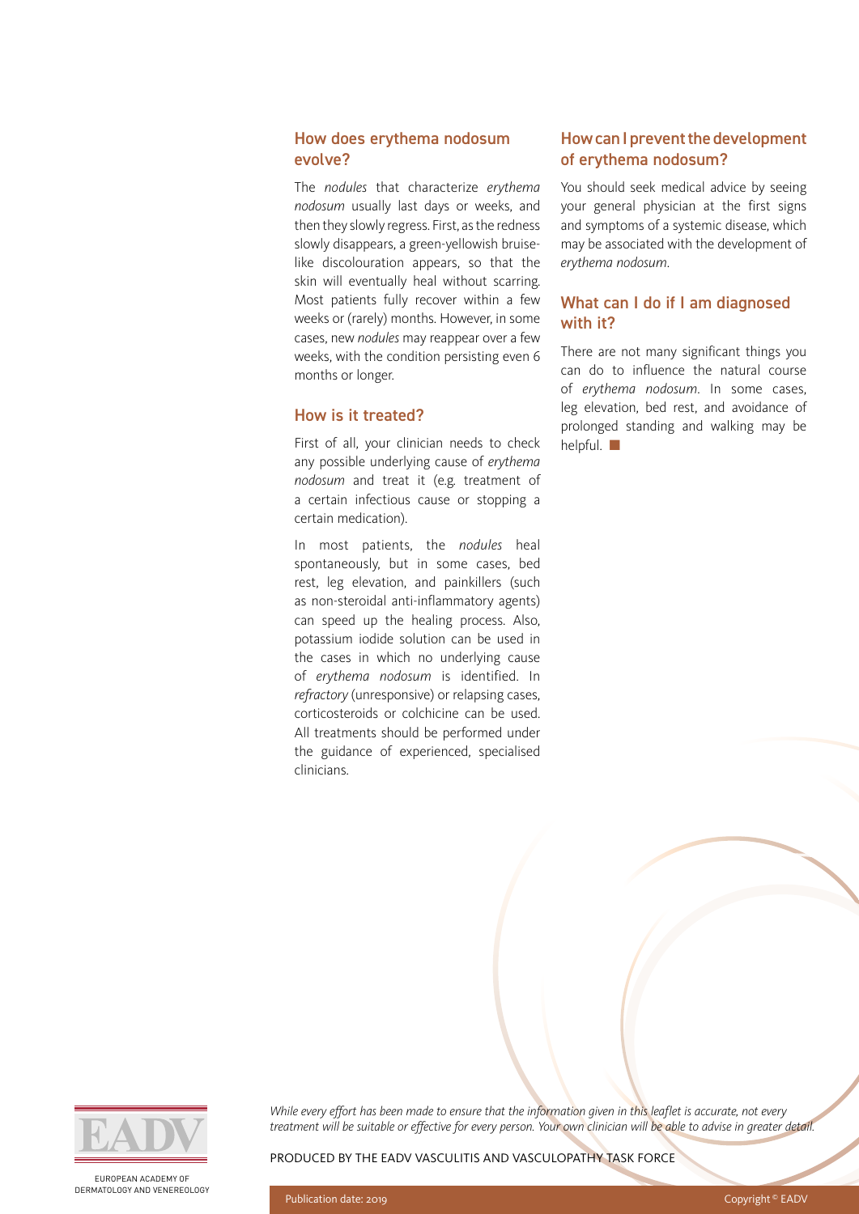## How does erythema nodosum evolve?

The *nodules* that characterize *erythema nodosum* usually last days or weeks, and then they slowly regress. First, as the redness slowly disappears, a green-yellowish bruise-like discolouration appears, so that the skin will eventually heal without scarring. Most patients fully recover within a few weeks or (rarely) months. However, in some cases, new *nodules* may reappear over a few weeks, with the condition persisting even 6 months or longer.

## How is it treated?

First of all, your clinician needs to check any possible underlying cause of *erythema nodosum* and treat it (e.g. treatment of a certain infectious cause or stopping a certain medication).

In most patients, the *nodules* heal spontaneously, but in some cases, bed rest, leg elevation, and painkillers (such as non-steroidal anti-inflammatory agents) can speed up the healing process. Also, potassium iodide solution can be used in the cases in which no underlying cause of *erythema nodosum* is identified. In *refractory* (unresponsive) or relapsing cases, corticosteroids or colchicine can be used. All treatments should be performed under the guidance of experienced, specialised clinicians.

## How can I prevent the development of erythema nodosum?

You should seek medical advice by seeing your general physician at the first signs and symptoms of a systemic disease, which may be associated with the development of *erythema nodosum*.

## What can I do if I am diagnosed with it?

There are not many significant things you can do to influence the natural course of *erythema nodosum*. In some cases, leg elevation, bed rest, and avoidance of prolonged standing and walking may be helpful. ■

*While every effort has been made to ensure that the information given in this leaflet is accurate, not every treatment will be suitable or effective for every person. Your own clinician will be able to advise in greater detail.*

PRODUCED BY THE EADV VASCULITIS AND VASCULOPATHY TASK FORCE

EADV
EUROPEAN ACADEMY OF DERMATOLOGY AND VENEREOLOGY

Publication date: 2019

Copyright © EADV